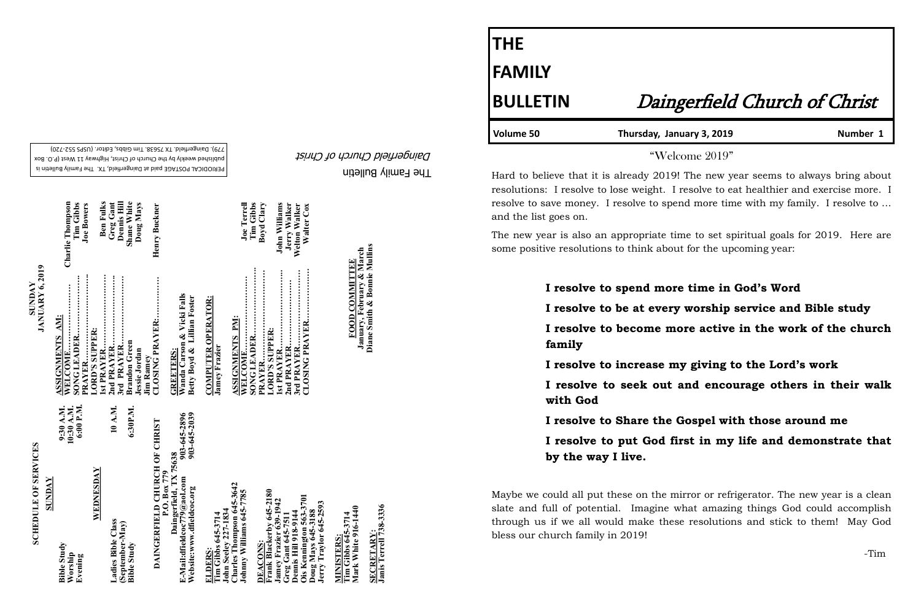# THE FAMILY BULLETIN

## *Daingerfield Church of Christ*

**Volume 50** | **Thursday, January 3, 2019** | **Number 1**

### "Welcome 2019"

Hard to believe that it is already 2019! The new year seems to always bring about resolutions: I resolve to lose weight. I resolve to eat healthier and exercise more. I resolve to save money. I resolve to spend more time with my family. I resolve to … and the list goes on.

The new year is also an appropriate time to set spiritual goals for 2019. Here are some positive resolutions to think about for the upcoming year:

**I resolve to spend more time in God's Word**

**I resolve to be at every worship service and Bible study**

**I resolve to become more active in the work of the church family**

**I resolve to increase my giving to the Lord's work**

**I resolve to seek out and encourage others in their walk with God**

**I resolve to Share the Gospel with those around me**

**I resolve to put God first in my life and demonstrate that by the way I live.**

Maybe we could all put these on the mirror or refrigerator. The new year is a clean slate and full of potential. Imagine what amazing things God could accomplish through us if we all would make these resolutions and stick to them! May God bless our church family in 2019!

-Tim

---

## SCHEDULE OF SERVICES

**SUNDAY**

| | |
|---|---|
| Bible Study | 9:30 A.M. |
| Worship | 10:30 A.M. |
| Evening | 6:00 P.M. |

**WEDNESDAY**

| | |
|---|---|
| Ladies Bible Class (September-May) | 10 A.M. |
| Bible Study | 6:30P.M. |

**DAINGERFIELD CHURCH OF CHRIST**
P.O. Box 779
Daingerfield, TX 75638

E-Mail:dfieldcoc779@aol.com 903-645-2896
Website:www.dfieldcoc.org 903-645-2039

**ELDERS:**
Tim Gibbs 645-3714
John Seeley 227-1834
Charles Thompson 645-3642
Johnny Williams 645-7785

**DEACONS:**
Frank Blackerby 645-2180
Jamey Frazier 639-1942
Greg Gant 645-7511
Dennis Hill 918-9144
Ois Kennington 563-3701
Doug Mays 645-3188
Jerry Traylor 645-2593

**MINISTERS:**
Tim Gibbs 645-3714
Mark White 916-1440

**SECRETARY:**
Janis Terrell 738-3336

---

## SUNDAY JANUARY 6, 2019

**ASSIGNMENTS AM:**

| | |
|---|---|
| WELCOME | Charlie Thompson |
| SONG LEADER | Tim Gibbs |
| PRAYER | Joe Bowers |
| LORD'S SUPPER: | |
| 1st PRAYER | Ben Fulks |
| 2nd PRAYER | Greg Gant |
| 3rd PRAYER | Dennis Hill |
| Brandon Green | Shane White |
| Jessie Jordan | Doug Mays |
| Jim Ramey | |
| CLOSING PRAYER | Henry Buckner |

**GREETERS:**
Wanda Carson & Vicki Falls
Betty Boyd & Lillian Foster

**COMPUTER OPERATOR:**
Jamey Frazier

**ASSIGNMENTS PM:**

| | |
|---|---|
| WELCOME | Joe Terrell |
| SONG LEADER | Tim Gibbs |
| PRAYER | Boyd Clary |
| LORD'S SUPPER: | |
| 1st PRAYER | John Williams |
| 2nd PRAYER | Jerry Walker |
| 3rd PRAYER | Welton Walker |
| CLOSING PRAYER | Walter Cox |

**FOOD COMMITTEE**
January, February & March
Diane Smith & Bonnie Mullins

---

The Family Bulletin
*Daingerfield Church of Christ*

PERIODICAL POSTAGE paid at Daingerfield, TX. The Family Bulletin is published weekly by the Church of Christ, Highway 11 West (P.O. Box 779), Daingerfield, TX 75638. Tim Gibbs, Editor. (USPS 552-720)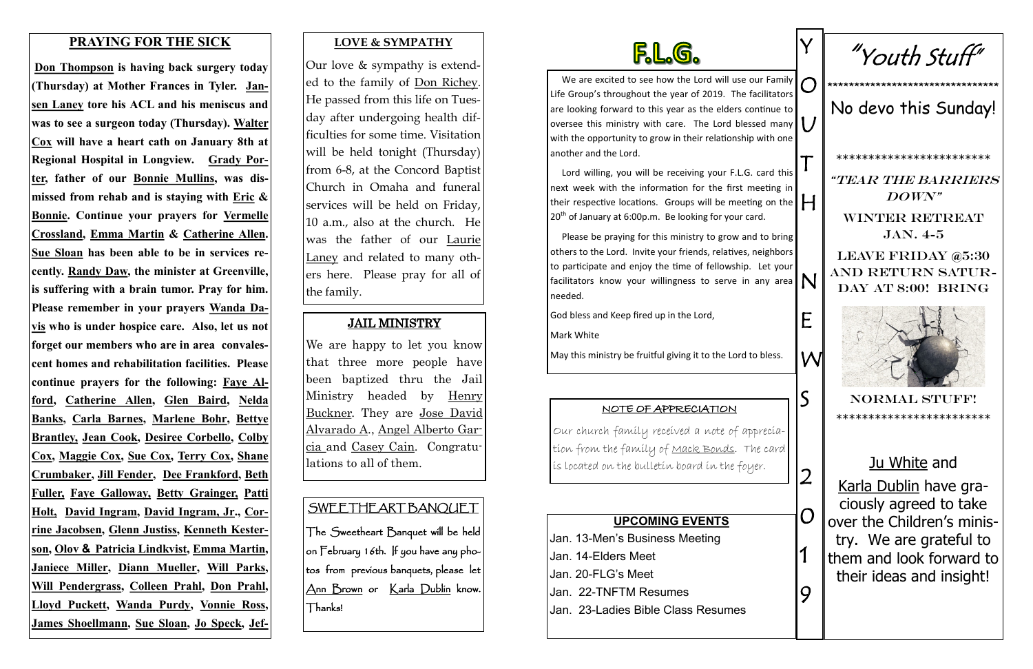## PRAYING FOR THE SICK

**Don Thompson is having back surgery today (Thursday) at Mother Frances in Tyler. Jansen Laney tore his ACL and his meniscus and was to see a surgeon today (Thursday). Walter Cox will have a heart cath on January 8th at Regional Hospital in Longview. Grady Porter, father of our Bonnie Mullins, was dismissed from rehab and is staying with Eric & Bonnie. Continue your prayers for Vermelle Crossland, Emma Martin & Catherine Allen. Sue Sloan has been able to be in services recently. Randy Daw, the minister at Greenville, is suffering with a brain tumor. Pray for him. Please remember in your prayers Wanda Davis who is under hospice care. Also, let us not forget our members who are in area convalescent homes and rehabilitation facilities. Please continue prayers for the following: Faye Alford, Catherine Allen, Glen Baird, Nelda Banks, Carla Barnes, Marlene Bohr, Bettye Brantley, Jean Cook, Desiree Corbello, Colby Cox, Maggie Cox, Sue Cox, Terry Cox, Shane Crumbaker, Jill Fender, Dee Frankford, Beth Fuller, Faye Galloway, Betty Grainger, Patti Holt, David Ingram, David Ingram, Jr., Corrine Jacobsen, Glenn Justiss, Kenneth Kesterson, Olov & Patricia Lindkvist, Emma Martin, Janiece Miller, Diann Mueller, Will Parks, Will Pendergrass, Colleen Prahl, Don Prahl, Lloyd Puckett, Wanda Purdy, Vonnie Ross, James Shoellmann, Sue Sloan, Jo Speck, Jef-**

## LOVE & SYMPATHY

Our love & sympathy is extended to the family of Don Richey. He passed from this life on Tuesday after undergoing health difficulties for some time. Visitation will be held tonight (Thursday) from 6-8, at the Concord Baptist Church in Omaha and funeral services will be held on Friday, 10 a.m., also at the church. He was the father of our Laurie Laney and related to many others here. Please pray for all of the family.

## JAIL MINISTRY

We are happy to let you know that three more people have been baptized thru the Jail Ministry headed by Henry Buckner. They are Jose David Alvarado A., Angel Alberto Garcia and Casey Cain. Congratulations to all of them.

## SWEETHEART BANQUET

The Sweetheart Banquet will be held on February 16th. If you have any photos from previous banquets, please let Ann Brown or Karla Dublin know. Thanks!

## F.L.G.

We are excited to see how the Lord will use our Family Life Group's throughout the year of 2019. The facilitators are looking forward to this year as the elders continue to oversee this ministry with care. The Lord blessed many with the opportunity to grow in their relationship with one another and the Lord.

Lord willing, you will be receiving your F.L.G. card this next week with the information for the first meeting in their respective locations. Groups will be meeting on the 20th of January at 6:00p.m. Be looking for your card.

Please be praying for this ministry to grow and to bring others to the Lord. Invite your friends, relatives, neighbors to participate and enjoy the time of fellowship. Let your facilitators know your willingness to serve in any area needed.

God bless and Keep fired up in the Lord,

Mark White

May this ministry be fruitful giving it to the Lord to bless.

## NOTE OF APPRECIATION

Our church family received a note of appreciation from the family of Mack Bonds. The card is located on the bulletin board in the foyer.

## UPCOMING EVENTS

Jan. 13-Men's Business Meeting
Jan. 14-Elders Meet
Jan. 20-FLG's Meet
Jan. 22-TNFTM Resumes
Jan. 23-Ladies Bible Class Resumes

## YOUTH NEWS 2019

# "Youth Stuff"

No devo this Sunday!

**"TEAR THE BARRIERS DOWN"**

**WINTER RETREAT JAN. 4-5**

**LEAVE FRIDAY @5:30 AND RETURN SATURDAY AT 8:00! BRING**

**NORMAL STUFF!**

Ju White and Karla Dublin have graciously agreed to take over the Children's ministry. We are grateful to them and look forward to their ideas and insight!